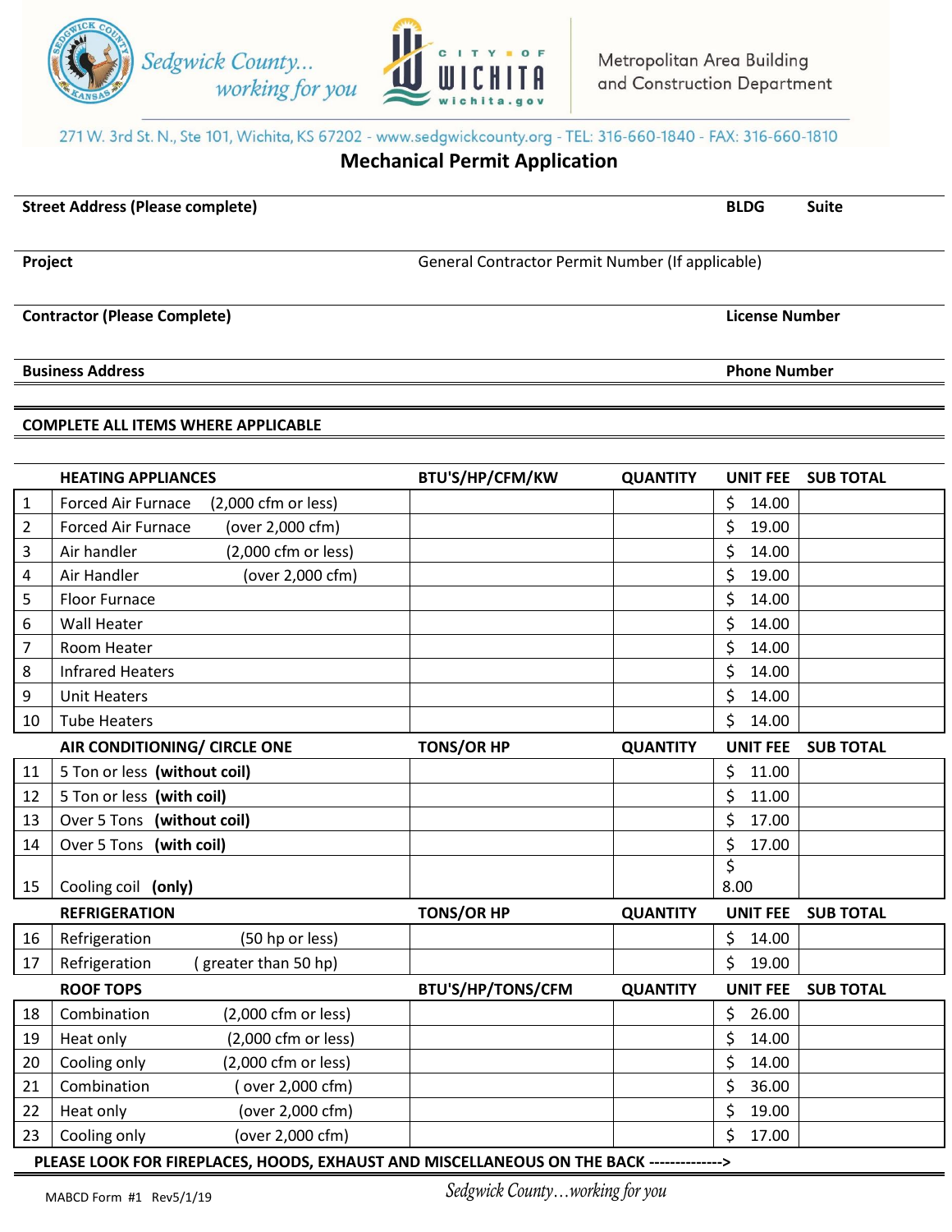Sedgwick County... working for you

CITY OF WICHITA wichita.gov

Metropolitan Area Building and Construction Department

271 W. 3rd St. N., Ste 101, Wichita, KS 67202 - www.sedgwickcounty.org - TEL: 316-660-1840 - FAX: 316-660-1810

# Mechanical Permit Application

| | | |
|---|---|---|
| **Street Address (Please complete)** | **BLDG** | **Suite** |
| **Project** | General Contractor Permit Number (If applicable) | |
| **Contractor (Please Complete)** | **License Number** | |
| **Business Address** | **Phone Number** | |

**COMPLETE ALL ITEMS WHERE APPLICABLE**

| | **HEATING APPLIANCES** | **BTU'S/HP/CFM/KW** | **QUANTITY** | **UNIT FEE** | **SUB TOTAL** |
|---|---|---|---|---|---|
| 1 | Forced Air Furnace (2,000 cfm or less) | | | $ 14.00 | |
| 2 | Forced Air Furnace (over 2,000 cfm) | | | $ 19.00 | |
| 3 | Air handler (2,000 cfm or less) | | | $ 14.00 | |
| 4 | Air Handler (over 2,000 cfm) | | | $ 19.00 | |
| 5 | Floor Furnace | | | $ 14.00 | |
| 6 | Wall Heater | | | $ 14.00 | |
| 7 | Room Heater | | | $ 14.00 | |
| 8 | Infrared Heaters | | | $ 14.00 | |
| 9 | Unit Heaters | | | $ 14.00 | |
| 10 | Tube Heaters | | | $ 14.00 | |
| | **AIR CONDITIONING/ CIRCLE ONE** | **TONS/OR HP** | **QUANTITY** | **UNIT FEE** | **SUB TOTAL** |
| 11 | 5 Ton or less **(without coil)** | | | $ 11.00 | |
| 12 | 5 Ton or less **(with coil)** | | | $ 11.00 | |
| 13 | Over 5 Tons **(without coil)** | | | $ 17.00 | |
| 14 | Over 5 Tons **(with coil)** | | | $ 17.00 | |
| 15 | Cooling coil **(only)** | | | $ 8.00 | |
| | **REFRIGERATION** | **TONS/OR HP** | **QUANTITY** | **UNIT FEE** | **SUB TOTAL** |
| 16 | Refrigeration (50 hp or less) | | | $ 14.00 | |
| 17 | Refrigeration ( greater than 50 hp) | | | $ 19.00 | |
| | **ROOF TOPS** | **BTU'S/HP/TONS/CFM** | **QUANTITY** | **UNIT FEE** | **SUB TOTAL** |
| 18 | Combination (2,000 cfm or less) | | | $ 26.00 | |
| 19 | Heat only (2,000 cfm or less) | | | $ 14.00 | |
| 20 | Cooling only (2,000 cfm or less) | | | $ 14.00 | |
| 21 | Combination ( over 2,000 cfm) | | | $ 36.00 | |
| 22 | Heat only (over 2,000 cfm) | | | $ 19.00 | |
| 23 | Cooling only (over 2,000 cfm) | | | $ 17.00 | |

**PLEASE LOOK FOR FIREPLACES, HOODS, EXHAUST AND MISCELLANEOUS ON THE BACK -------------->**

MABCD Form #1 Rev5/1/19

*Sedgwick County…working for you*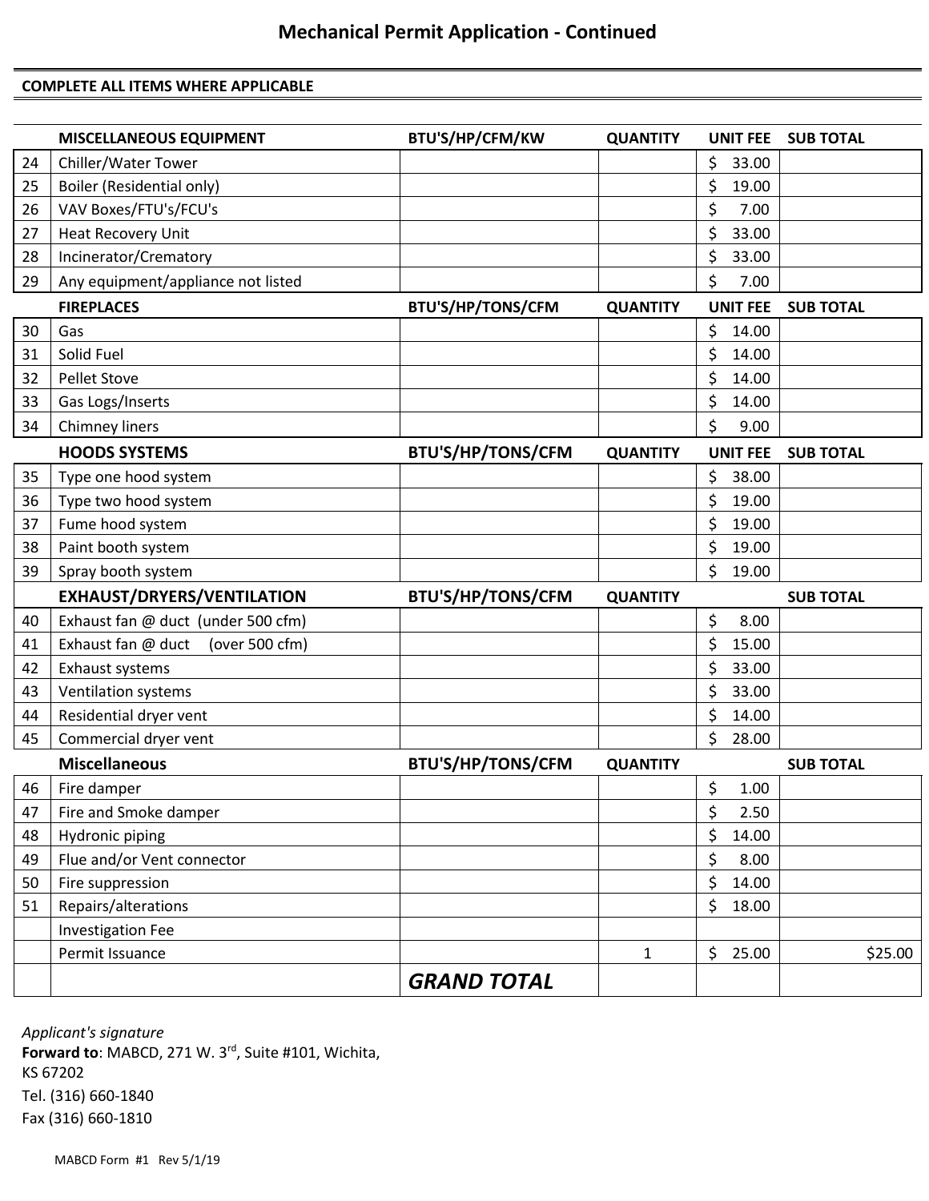# Mechanical Permit Application - Continued

**COMPLETE ALL ITEMS WHERE APPLICABLE**

| | MISCELLANEOUS EQUIPMENT | BTU'S/HP/CFM/KW | QUANTITY | UNIT FEE | SUB TOTAL |
|---|---|---|---|---|---|
| 24 | Chiller/Water Tower | | | $ 33.00 | |
| 25 | Boiler (Residential only) | | | $ 19.00 | |
| 26 | VAV Boxes/FTU's/FCU's | | | $ 7.00 | |
| 27 | Heat Recovery Unit | | | $ 33.00 | |
| 28 | Incinerator/Crematory | | | $ 33.00 | |
| 29 | Any equipment/appliance not listed | | | $ 7.00 | |
| | **FIREPLACES** | **BTU'S/HP/TONS/CFM** | **QUANTITY** | **UNIT FEE** | **SUB TOTAL** |
| 30 | Gas | | | $ 14.00 | |
| 31 | Solid Fuel | | | $ 14.00 | |
| 32 | Pellet Stove | | | $ 14.00 | |
| 33 | Gas Logs/Inserts | | | $ 14.00 | |
| 34 | Chimney liners | | | $ 9.00 | |
| | **HOODS SYSTEMS** | **BTU'S/HP/TONS/CFM** | **QUANTITY** | **UNIT FEE** | **SUB TOTAL** |
| 35 | Type one hood system | | | $ 38.00 | |
| 36 | Type two hood system | | | $ 19.00 | |
| 37 | Fume hood system | | | $ 19.00 | |
| 38 | Paint booth system | | | $ 19.00 | |
| 39 | Spray booth system | | | $ 19.00 | |
| | **EXHAUST/DRYERS/VENTILATION** | **BTU'S/HP/TONS/CFM** | **QUANTITY** | | **SUB TOTAL** |
| 40 | Exhaust fan @ duct (under 500 cfm) | | | $ 8.00 | |
| 41 | Exhaust fan @ duct (over 500 cfm) | | | $ 15.00 | |
| 42 | Exhaust systems | | | $ 33.00 | |
| 43 | Ventilation systems | | | $ 33.00 | |
| 44 | Residential dryer vent | | | $ 14.00 | |
| 45 | Commercial dryer vent | | | $ 28.00 | |
| | **Miscellaneous** | **BTU'S/HP/TONS/CFM** | **QUANTITY** | | **SUB TOTAL** |
| 46 | Fire damper | | | $ 1.00 | |
| 47 | Fire and Smoke damper | | | $ 2.50 | |
| 48 | Hydronic piping | | | $ 14.00 | |
| 49 | Flue and/or Vent connector | | | $ 8.00 | |
| 50 | Fire suppression | | | $ 14.00 | |
| 51 | Repairs/alterations | | | $ 18.00 | |
| | Investigation Fee | | | | |
| | Permit Issuance | | 1 | $ 25.00 | $25.00 |
| | | ***GRAND TOTAL*** | | | |

*Applicant's signature*

**Forward to**: MABCD, 271 W. 3rd, Suite #101, Wichita, KS 67202

Tel. (316) 660-1840

Fax (316) 660-1810

MABCD Form #1 Rev 5/1/19